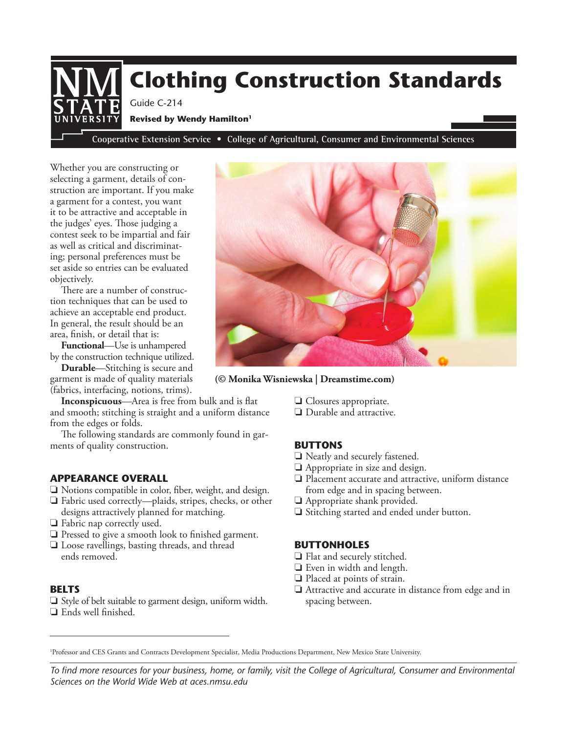# Clothing Construction Standards

Guide C-214

**Revised by Wendy Hamilton**[1]

Cooperative Extension Service • College of Agricultural, Consumer and Environmental Sciences

Whether you are constructing or selecting a garment, details of construction are important. If you make a garment for a contest, you want it to be attractive and acceptable in the judges' eyes. Those judging a contest seek to be impartial and fair as well as critical and discriminating; personal preferences must be set aside so entries can be evaluated objectively.

There are a number of construction techniques that can be used to achieve an acceptable end product. In general, the result should be an area, finish, or detail that is:

**Functional**—Use is unhampered by the construction technique utilized.

**Durable**—Stitching is secure and garment is made of quality materials (fabrics, interfacing, notions, trims).

**Inconspicuous**—Area is free from bulk and is flat and smooth; stitching is straight and a uniform distance from the edges or folds.

The following standards are commonly found in garments of quality construction.

**(© Monika Wisniewska | Dreamstime.com)**

## APPEARANCE OVERALL

- ❑ Notions compatible in color, fiber, weight, and design.
- ❑ Fabric used correctly—plaids, stripes, checks, or other designs attractively planned for matching.
- ❑ Fabric nap correctly used.
- ❑ Pressed to give a smooth look to finished garment.
- ❑ Loose ravellings, basting threads, and thread ends removed.

## BELTS

- ❑ Style of belt suitable to garment design, uniform width.
- ❑ Ends well finished.
- ❑ Closures appropriate.
- ❑ Durable and attractive.

## BUTTONS

- ❑ Neatly and securely fastened.
- ❑ Appropriate in size and design.
- ❑ Placement accurate and attractive, uniform distance from edge and in spacing between.
- ❑ Appropriate shank provided.
- ❑ Stitching started and ended under button.

## BUTTONHOLES

- ❑ Flat and securely stitched.
- ❑ Even in width and length.
- ❑ Placed at points of strain.
- ❑ Attractive and accurate in distance from edge and in spacing between.

[1]Professor and CES Grants and Contracts Development Specialist, Media Productions Department, New Mexico State University.

*To find more resources for your business, home, or family, visit the College of Agricultural, Consumer and Environmental Sciences on the World Wide Web at aces.nmsu.edu*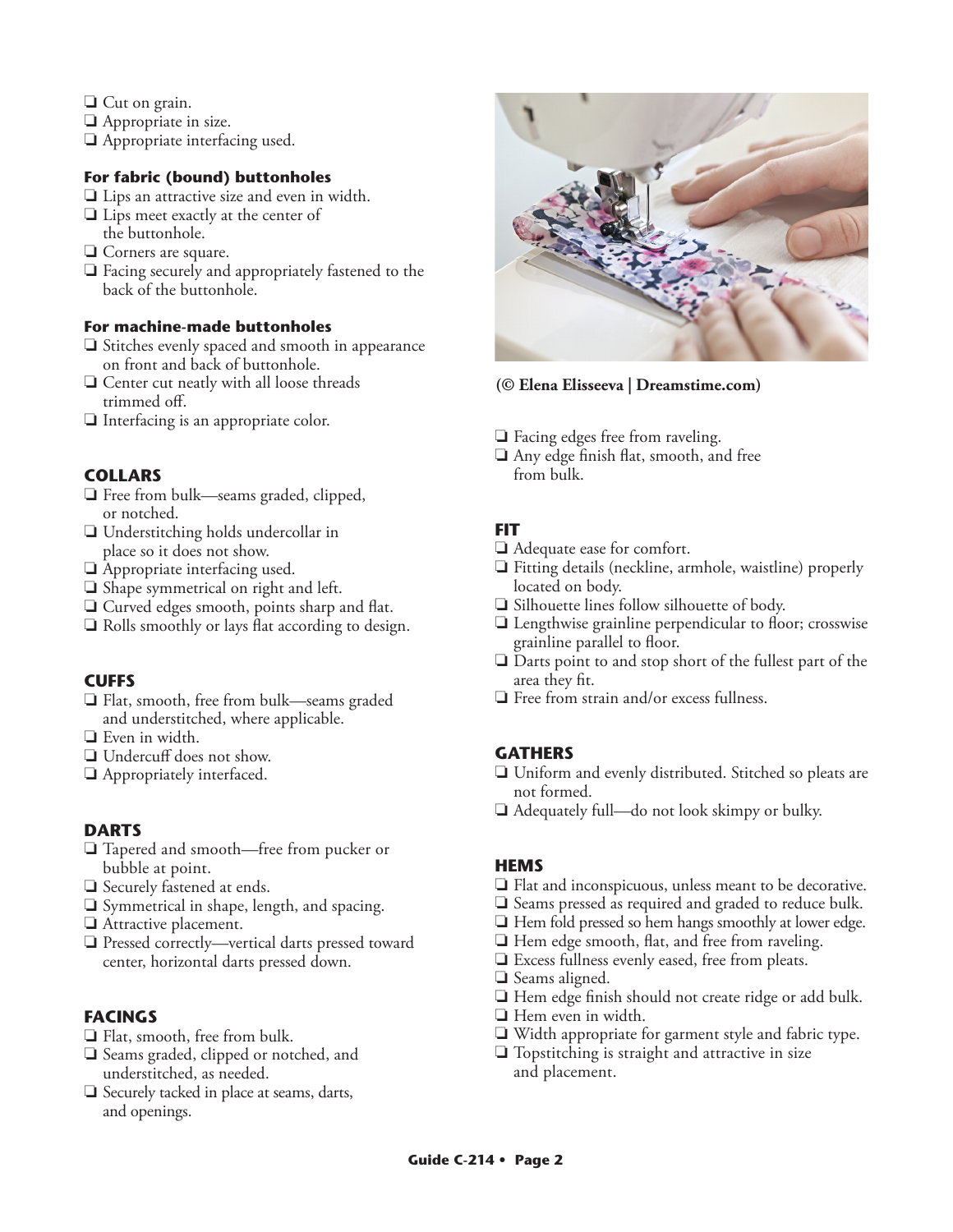- ❑ Cut on grain.
- ❑ Appropriate in size.
- ❑ Appropriate interfacing used.

**For fabric (bound) buttonholes**

- ❑ Lips an attractive size and even in width.
- ❑ Lips meet exactly at the center of the buttonhole.
- ❑ Corners are square.
- ❑ Facing securely and appropriately fastened to the back of the buttonhole.

**For machine-made buttonholes**

- ❑ Stitches evenly spaced and smooth in appearance on front and back of buttonhole.
- ❑ Center cut neatly with all loose threads trimmed off.
- ❑ Interfacing is an appropriate color.

## COLLARS

- ❑ Free from bulk—seams graded, clipped, or notched.
- ❑ Understitching holds undercollar in place so it does not show.
- ❑ Appropriate interfacing used.
- ❑ Shape symmetrical on right and left.
- ❑ Curved edges smooth, points sharp and flat.
- ❑ Rolls smoothly or lays flat according to design.

## CUFFS

- ❑ Flat, smooth, free from bulk—seams graded and understitched, where applicable.
- ❑ Even in width.
- ❑ Undercuff does not show.
- ❑ Appropriately interfaced.

## DARTS

- ❑ Tapered and smooth—free from pucker or bubble at point.
- ❑ Securely fastened at ends.
- ❑ Symmetrical in shape, length, and spacing.
- ❑ Attractive placement.
- ❑ Pressed correctly—vertical darts pressed toward center, horizontal darts pressed down.

## FACINGS

- ❑ Flat, smooth, free from bulk.
- ❑ Seams graded, clipped or notched, and understitched, as needed.
- ❑ Securely tacked in place at seams, darts, and openings.

**(© Elena Elisseeva | Dreamstime.com)**

- ❑ Facing edges free from raveling.
- ❑ Any edge finish flat, smooth, and free from bulk.

## FIT

- ❑ Adequate ease for comfort.
- ❑ Fitting details (neckline, armhole, waistline) properly located on body.
- ❑ Silhouette lines follow silhouette of body.
- ❑ Lengthwise grainline perpendicular to floor; crosswise grainline parallel to floor.
- ❑ Darts point to and stop short of the fullest part of the area they fit.
- ❑ Free from strain and/or excess fullness.

## GATHERS

- ❑ Uniform and evenly distributed. Stitched so pleats are not formed.
- ❑ Adequately full—do not look skimpy or bulky.

## HEMS

- ❑ Flat and inconspicuous, unless meant to be decorative.
- ❑ Seams pressed as required and graded to reduce bulk.
- ❑ Hem fold pressed so hem hangs smoothly at lower edge.
- ❑ Hem edge smooth, flat, and free from raveling.
- ❑ Excess fullness evenly eased, free from pleats.
- ❑ Seams aligned.
- ❑ Hem edge finish should not create ridge or add bulk.
- ❑ Hem even in width.
- ❑ Width appropriate for garment style and fabric type.
- ❑ Topstitching is straight and attractive in size and placement.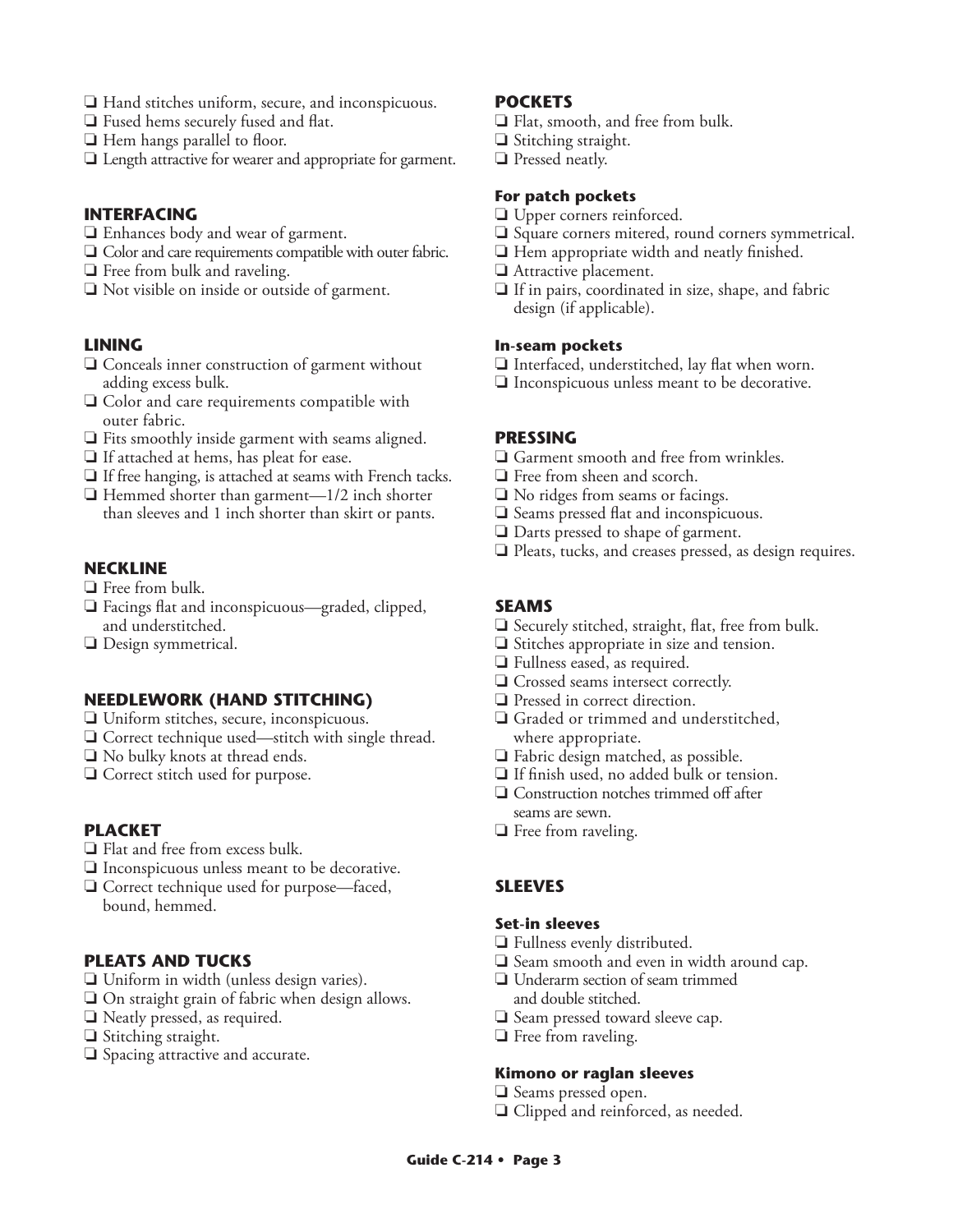- ❑ Hand stitches uniform, secure, and inconspicuous.
- ❑ Fused hems securely fused and flat.
- ❑ Hem hangs parallel to floor.
- ❑ Length attractive for wearer and appropriate for garment.

## INTERFACING

- ❑ Enhances body and wear of garment.
- ❑ Color and care requirements compatible with outer fabric.
- ❑ Free from bulk and raveling.
- ❑ Not visible on inside or outside of garment.

## LINING

- ❑ Conceals inner construction of garment without adding excess bulk.
- ❑ Color and care requirements compatible with outer fabric.
- ❑ Fits smoothly inside garment with seams aligned.
- ❑ If attached at hems, has pleat for ease.
- ❑ If free hanging, is attached at seams with French tacks.
- ❑ Hemmed shorter than garment—1/2 inch shorter than sleeves and 1 inch shorter than skirt or pants.

## NECKLINE

- ❑ Free from bulk.
- ❑ Facings flat and inconspicuous—graded, clipped, and understitched.
- ❑ Design symmetrical.

## NEEDLEWORK (HAND STITCHING)

- ❑ Uniform stitches, secure, inconspicuous.
- ❑ Correct technique used—stitch with single thread.
- ❑ No bulky knots at thread ends.
- ❑ Correct stitch used for purpose.

## PLACKET

- ❑ Flat and free from excess bulk.
- ❑ Inconspicuous unless meant to be decorative.
- ❑ Correct technique used for purpose—faced, bound, hemmed.

## PLEATS AND TUCKS

- ❑ Uniform in width (unless design varies).
- ❑ On straight grain of fabric when design allows.
- ❑ Neatly pressed, as required.
- ❑ Stitching straight.
- ❑ Spacing attractive and accurate.

## POCKETS

- ❑ Flat, smooth, and free from bulk.
- ❑ Stitching straight.
- ❑ Pressed neatly.

### For patch pockets

- ❑ Upper corners reinforced.
- ❑ Square corners mitered, round corners symmetrical.
- ❑ Hem appropriate width and neatly finished.
- ❑ Attractive placement.
- ❑ If in pairs, coordinated in size, shape, and fabric design (if applicable).

### In-seam pockets

- ❑ Interfaced, understitched, lay flat when worn.
- ❑ Inconspicuous unless meant to be decorative.

## PRESSING

- ❑ Garment smooth and free from wrinkles.
- ❑ Free from sheen and scorch.
- ❑ No ridges from seams or facings.
- ❑ Seams pressed flat and inconspicuous.
- ❑ Darts pressed to shape of garment.
- ❑ Pleats, tucks, and creases pressed, as design requires.

## SEAMS

- ❑ Securely stitched, straight, flat, free from bulk.
- ❑ Stitches appropriate in size and tension.
- ❑ Fullness eased, as required.
- ❑ Crossed seams intersect correctly.
- ❑ Pressed in correct direction.
- ❑ Graded or trimmed and understitched, where appropriate.
- ❑ Fabric design matched, as possible.
- ❑ If finish used, no added bulk or tension.
- ❑ Construction notches trimmed off after seams are sewn.
- ❑ Free from raveling.

## SLEEVES

### Set-in sleeves

- ❑ Fullness evenly distributed.
- ❑ Seam smooth and even in width around cap.
- ❑ Underarm section of seam trimmed and double stitched.
- ❑ Seam pressed toward sleeve cap.
- ❑ Free from raveling.

### Kimono or raglan sleeves

- ❑ Seams pressed open.
- ❑ Clipped and reinforced, as needed.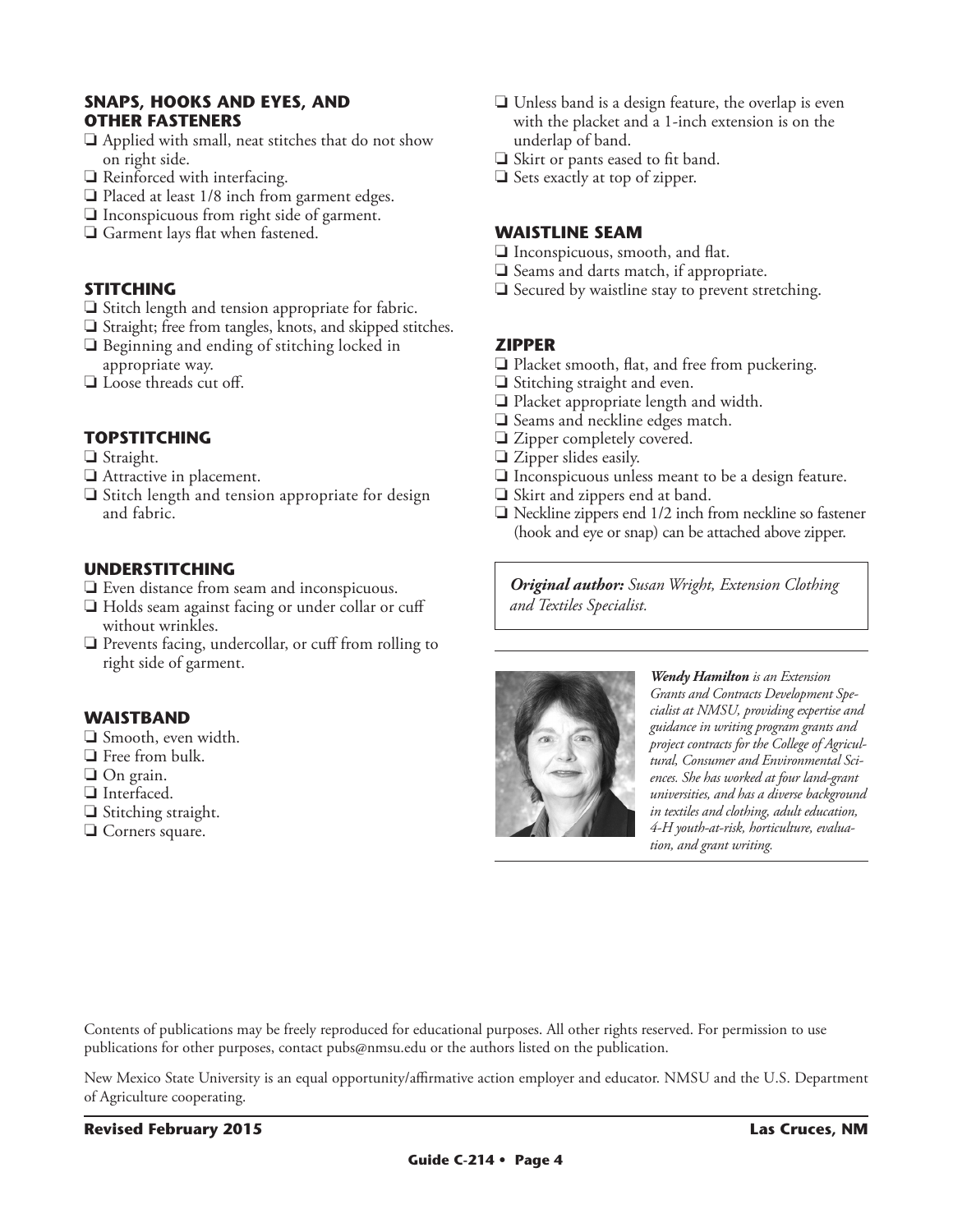### SNAPS, HOOKS AND EYES, AND OTHER FASTENERS

- ❑ Applied with small, neat stitches that do not show on right side.
- ❑ Reinforced with interfacing.
- ❑ Placed at least 1/8 inch from garment edges.
- ❑ Inconspicuous from right side of garment.
- ❑ Garment lays flat when fastened.

### STITCHING

- ❑ Stitch length and tension appropriate for fabric.
- ❑ Straight; free from tangles, knots, and skipped stitches.
- ❑ Beginning and ending of stitching locked in appropriate way.
- ❑ Loose threads cut off.

### TOPSTITCHING

- ❑ Straight.
- ❑ Attractive in placement.
- ❑ Stitch length and tension appropriate for design and fabric.

### UNDERSTITCHING

- ❑ Even distance from seam and inconspicuous.
- ❑ Holds seam against facing or under collar or cuff without wrinkles.
- ❑ Prevents facing, undercollar, or cuff from rolling to right side of garment.

### WAISTBAND

- ❑ Smooth, even width.
- ❑ Free from bulk.
- ❑ On grain.
- ❑ Interfaced.
- ❑ Stitching straight.
- ❑ Corners square.
- ❑ Unless band is a design feature, the overlap is even with the placket and a 1-inch extension is on the underlap of band.
- ❑ Skirt or pants eased to fit band.
- ❑ Sets exactly at top of zipper.

### WAISTLINE SEAM

- ❑ Inconspicuous, smooth, and flat.
- ❑ Seams and darts match, if appropriate.
- ❑ Secured by waistline stay to prevent stretching.

### ZIPPER

- ❑ Placket smooth, flat, and free from puckering.
- ❑ Stitching straight and even.
- ❑ Placket appropriate length and width.
- ❑ Seams and neckline edges match.
- ❑ Zipper completely covered.
- ❑ Zipper slides easily.
- ❑ Inconspicuous unless meant to be a design feature.
- ❑ Skirt and zippers end at band.
- ❑ Neckline zippers end 1/2 inch from neckline so fastener (hook and eye or snap) can be attached above zipper.

***Original author:*** *Susan Wright, Extension Clothing and Textiles Specialist.*

***Wendy Hamilton*** *is an Extension Grants and Contracts Development Specialist at NMSU, providing expertise and guidance in writing program grants and project contracts for the College of Agricultural, Consumer and Environmental Sciences. She has worked at four land-grant universities, and has a diverse background in textiles and clothing, adult education, 4-H youth-at-risk, horticulture, evaluation, and grant writing.*

Contents of publications may be freely reproduced for educational purposes. All other rights reserved. For permission to use publications for other purposes, contact pubs@nmsu.edu or the authors listed on the publication.

New Mexico State University is an equal opportunity/affirmative action employer and educator. NMSU and the U.S. Department of Agriculture cooperating.

**Revised February 2015** **Las Cruces, NM**